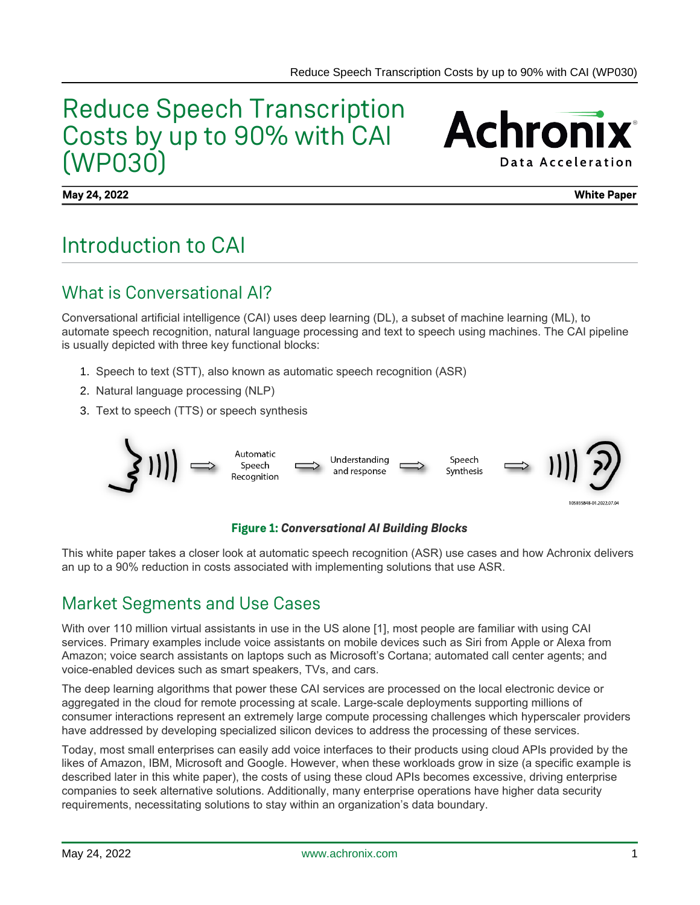# Reduce Speech Transcription Costs by up to 90% with CAI (WP030)

**May 24, 2022** **White Paper**

# Introduction to CAI

## What is Conversational AI?

Conversational artificial intelligence (CAI) uses deep learning (DL), a subset of machine learning (ML), to automate speech recognition, natural language processing and text to speech using machines. The CAI pipeline is usually depicted with three key functional blocks:

1. Speech to text (STT), also known as automatic speech recognition (ASR)
2. Natural language processing (NLP)
3. Text to speech (TTS) or speech synthesis

Automatic Speech Recognition → Understanding and response → Speech Synthesis

**Figure 1: *Conversational AI Building Blocks***

This white paper takes a closer look at automatic speech recognition (ASR) use cases and how Achronix delivers an up to a 90% reduction in costs associated with implementing solutions that use ASR.

## Market Segments and Use Cases

With over 110 million virtual assistants in use in the US alone [1], most people are familiar with using CAI services. Primary examples include voice assistants on mobile devices such as Siri from Apple or Alexa from Amazon; voice search assistants on laptops such as Microsoft's Cortana; automated call center agents; and voice-enabled devices such as smart speakers, TVs, and cars.

The deep learning algorithms that power these CAI services are processed on the local electronic device or aggregated in the cloud for remote processing at scale. Large-scale deployments supporting millions of consumer interactions represent an extremely large compute processing challenges which hyperscaler providers have addressed by developing specialized silicon devices to address the processing of these services.

Today, most small enterprises can easily add voice interfaces to their products using cloud APIs provided by the likes of Amazon, IBM, Microsoft and Google. However, when these workloads grow in size (a specific example is described later in this white paper), the costs of using these cloud APIs becomes excessive, driving enterprise companies to seek alternative solutions. Additionally, many enterprise operations have higher data security requirements, necessitating solutions to stay within an organization's data boundary.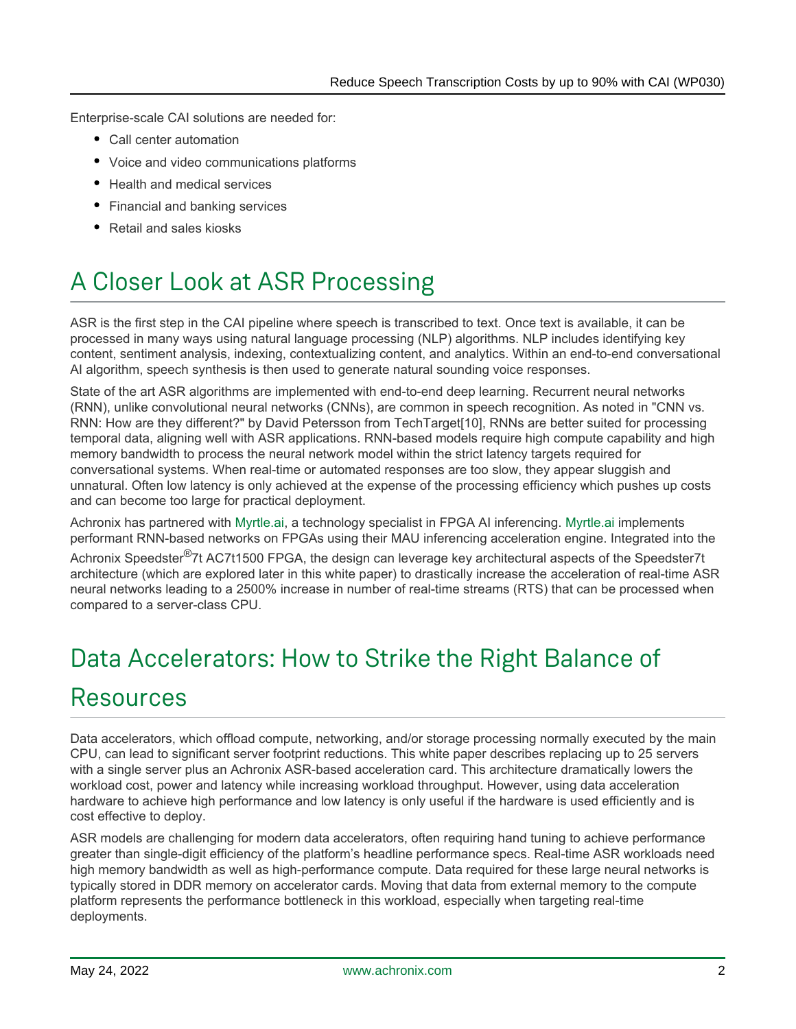Enterprise-scale CAI solutions are needed for:

- Call center automation
- Voice and video communications platforms
- Health and medical services
- Financial and banking services
- Retail and sales kiosks

# A Closer Look at ASR Processing

ASR is the first step in the CAI pipeline where speech is transcribed to text. Once text is available, it can be processed in many ways using natural language processing (NLP) algorithms. NLP includes identifying key content, sentiment analysis, indexing, contextualizing content, and analytics. Within an end-to-end conversational AI algorithm, speech synthesis is then used to generate natural sounding voice responses.

State of the art ASR algorithms are implemented with end-to-end deep learning. Recurrent neural networks (RNN), unlike convolutional neural networks (CNNs), are common in speech recognition. As noted in "CNN vs. RNN: How are they different?" by David Petersson from TechTarget[10], RNNs are better suited for processing temporal data, aligning well with ASR applications. RNN-based models require high compute capability and high memory bandwidth to process the neural network model within the strict latency targets required for conversational systems. When real-time or automated responses are too slow, they appear sluggish and unnatural. Often low latency is only achieved at the expense of the processing efficiency which pushes up costs and can become too large for practical deployment.

Achronix has partnered with Myrtle.ai, a technology specialist in FPGA AI inferencing. Myrtle.ai implements performant RNN-based networks on FPGAs using their MAU inferencing acceleration engine. Integrated into the Achronix Speedster®7t AC7t1500 FPGA, the design can leverage key architectural aspects of the Speedster7t architecture (which are explored later in this white paper) to drastically increase the acceleration of real-time ASR neural networks leading to a 2500% increase in number of real-time streams (RTS) that can be processed when compared to a server-class CPU.

# Data Accelerators: How to Strike the Right Balance of Resources

Data accelerators, which offload compute, networking, and/or storage processing normally executed by the main CPU, can lead to significant server footprint reductions. This white paper describes replacing up to 25 servers with a single server plus an Achronix ASR-based acceleration card. This architecture dramatically lowers the workload cost, power and latency while increasing workload throughput. However, using data acceleration hardware to achieve high performance and low latency is only useful if the hardware is used efficiently and is cost effective to deploy.

ASR models are challenging for modern data accelerators, often requiring hand tuning to achieve performance greater than single-digit efficiency of the platform's headline performance specs. Real-time ASR workloads need high memory bandwidth as well as high-performance compute. Data required for these large neural networks is typically stored in DDR memory on accelerator cards. Moving that data from external memory to the compute platform represents the performance bottleneck in this workload, especially when targeting real-time deployments.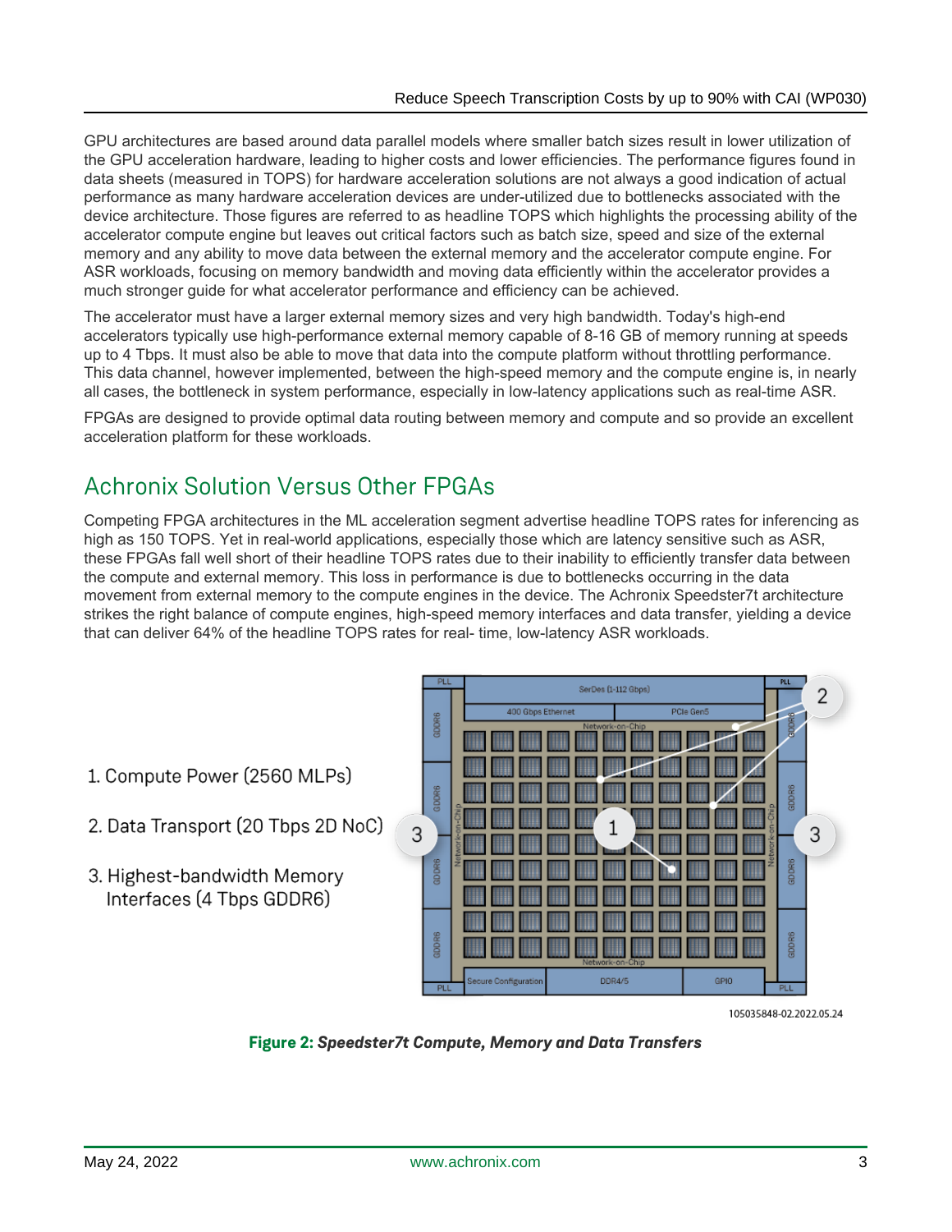GPU architectures are based around data parallel models where smaller batch sizes result in lower utilization of the GPU acceleration hardware, leading to higher costs and lower efficiencies. The performance figures found in data sheets (measured in TOPS) for hardware acceleration solutions are not always a good indication of actual performance as many hardware acceleration devices are under-utilized due to bottlenecks associated with the device architecture. Those figures are referred to as headline TOPS which highlights the processing ability of the accelerator compute engine but leaves out critical factors such as batch size, speed and size of the external memory and any ability to move data between the external memory and the accelerator compute engine. For ASR workloads, focusing on memory bandwidth and moving data efficiently within the accelerator provides a much stronger guide for what accelerator performance and efficiency can be achieved.

The accelerator must have a larger external memory sizes and very high bandwidth. Today's high-end accelerators typically use high-performance external memory capable of 8-16 GB of memory running at speeds up to 4 Tbps. It must also be able to move that data into the compute platform without throttling performance. This data channel, however implemented, between the high-speed memory and the compute engine is, in nearly all cases, the bottleneck in system performance, especially in low-latency applications such as real-time ASR.

FPGAs are designed to provide optimal data routing between memory and compute and so provide an excellent acceleration platform for these workloads.

## Achronix Solution Versus Other FPGAs

Competing FPGA architectures in the ML acceleration segment advertise headline TOPS rates for inferencing as high as 150 TOPS. Yet in real-world applications, especially those which are latency sensitive such as ASR, these FPGAs fall well short of their headline TOPS rates due to their inability to efficiently transfer data between the compute and external memory. This loss in performance is due to bottlenecks occurring in the data movement from external memory to the compute engines in the device. The Achronix Speedster7t architecture strikes the right balance of compute engines, high-speed memory interfaces and data transfer, yielding a device that can deliver 64% of the headline TOPS rates for real- time, low-latency ASR workloads.

1. Compute Power (2560 MLPs)
2. Data Transport (20 Tbps 2D NoC)
3. Highest-bandwidth Memory Interfaces (4 Tbps GDDR6)

105035848-02.2022.05.24

**Figure 2:** ***Speedster7t Compute, Memory and Data Transfers***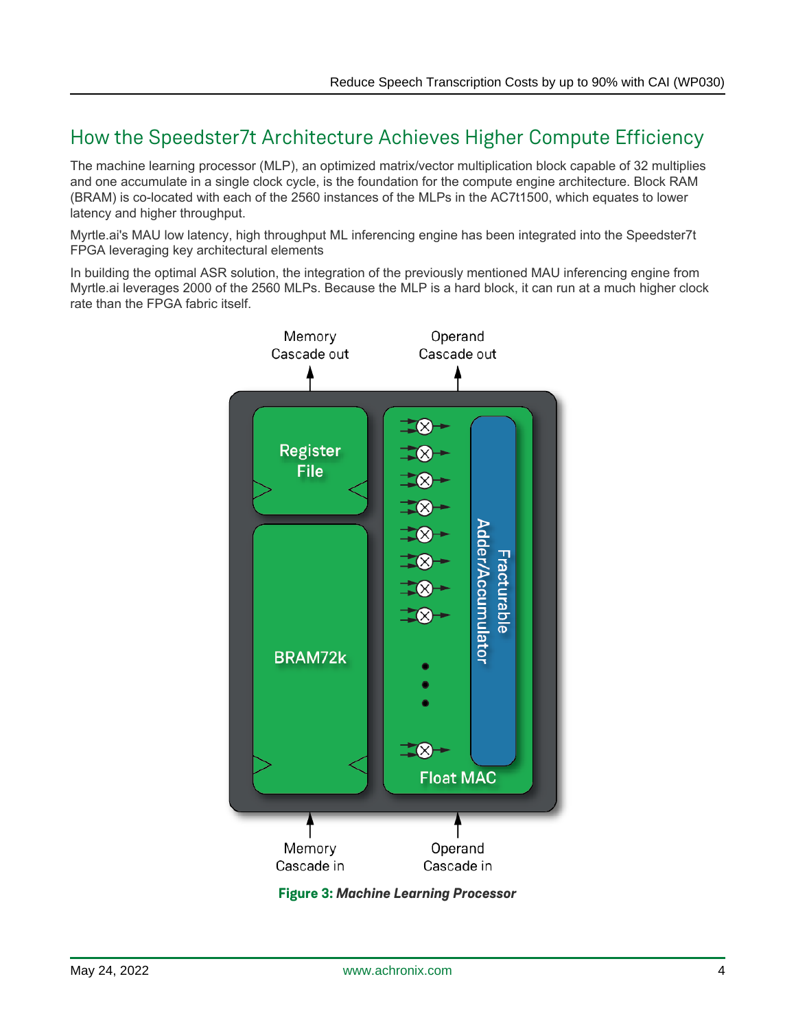## How the Speedster7t Architecture Achieves Higher Compute Efficiency

The machine learning processor (MLP), an optimized matrix/vector multiplication block capable of 32 multiplies and one accumulate in a single clock cycle, is the foundation for the compute engine architecture. Block RAM (BRAM) is co-located with each of the 2560 instances of the MLPs in the AC7t1500, which equates to lower latency and higher throughput.

Myrtle.ai's MAU low latency, high throughput ML inferencing engine has been integrated into the Speedster7t FPGA leveraging key architectural elements

In building the optimal ASR solution, the integration of the previously mentioned MAU inferencing engine from Myrtle.ai leverages 2000 of the 2560 MLPs. Because the MLP is a hard block, it can run at a much higher clock rate than the FPGA fabric itself.

**Figure 3:** ***Machine Learning Processor***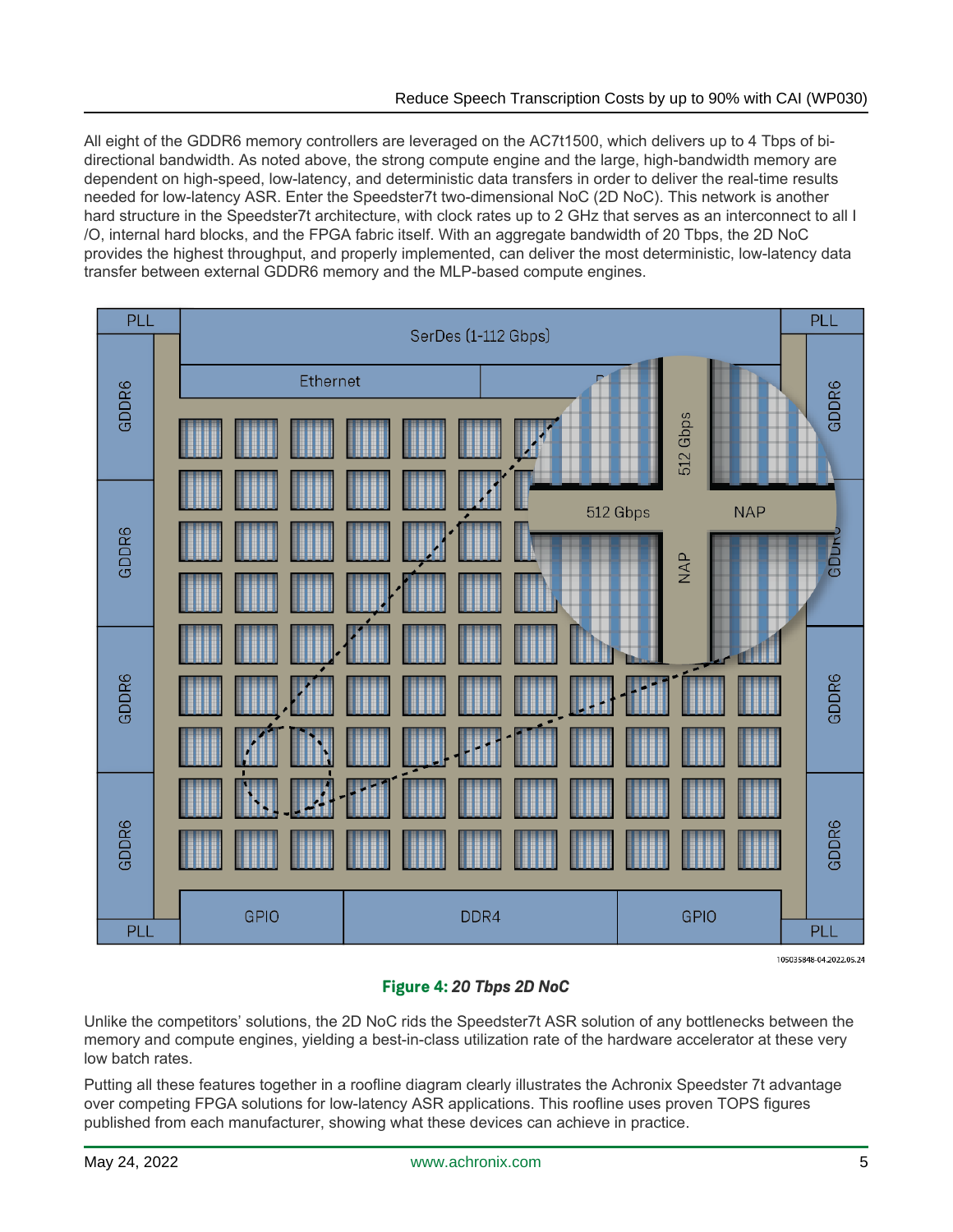All eight of the GDDR6 memory controllers are leveraged on the AC7t1500, which delivers up to 4 Tbps of bi-directional bandwidth. As noted above, the strong compute engine and the large, high-bandwidth memory are dependent on high-speed, low-latency, and deterministic data transfers in order to deliver the real-time results needed for low-latency ASR. Enter the Speedster7t two-dimensional NoC (2D NoC). This network is another hard structure in the Speedster7t architecture, with clock rates up to 2 GHz that serves as an interconnect to all I/O, internal hard blocks, and the FPGA fabric itself. With an aggregate bandwidth of 20 Tbps, the 2D NoC provides the highest throughput, and properly implemented, can deliver the most deterministic, low-latency data transfer between external GDDR6 memory and the MLP-based compute engines.

**Figure 4:** ***20 Tbps 2D NoC***

Unlike the competitors' solutions, the 2D NoC rids the Speedster7t ASR solution of any bottlenecks between the memory and compute engines, yielding a best-in-class utilization rate of the hardware accelerator at these very low batch rates.

Putting all these features together in a roofline diagram clearly illustrates the Achronix Speedster 7t advantage over competing FPGA solutions for low-latency ASR applications. This roofline uses proven TOPS figures published from each manufacturer, showing what these devices can achieve in practice.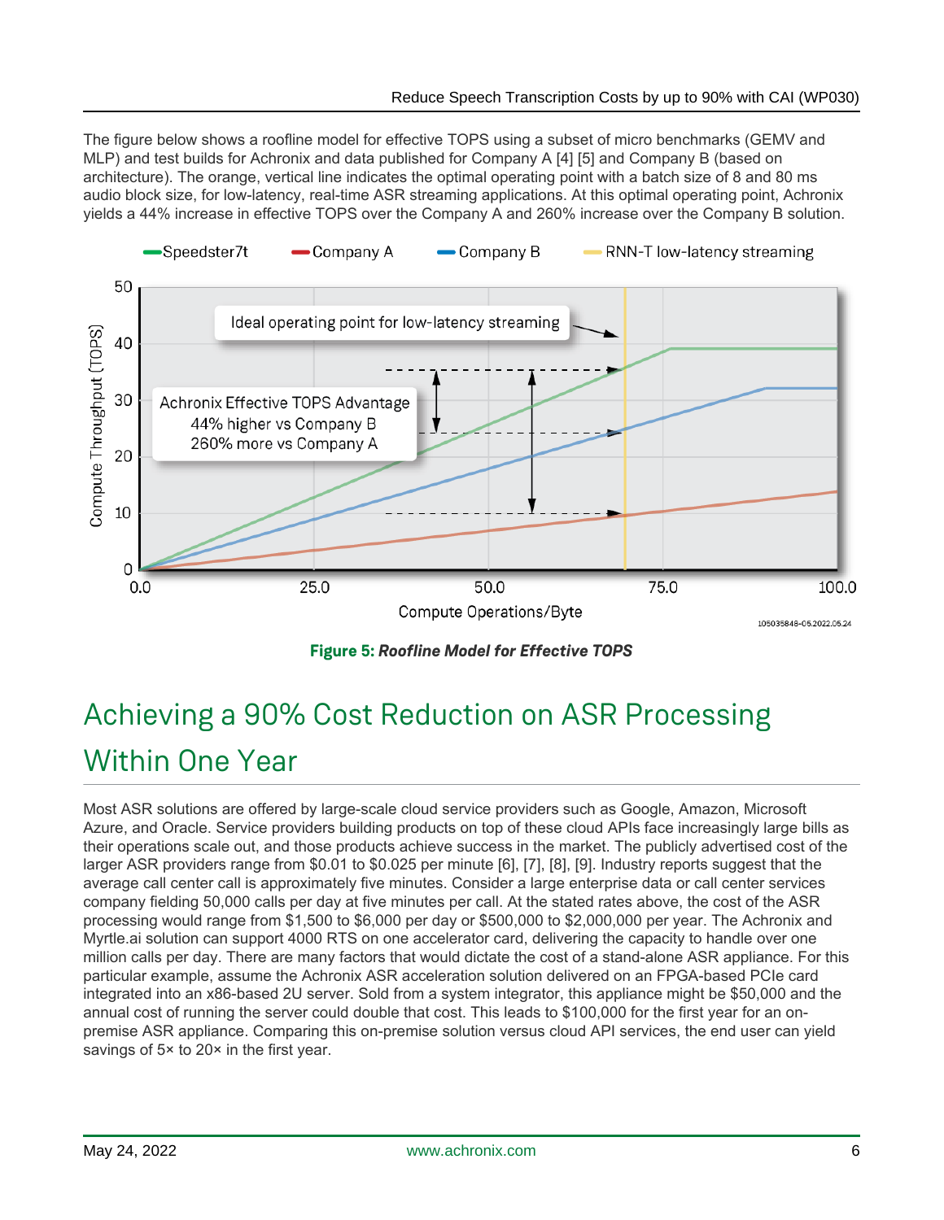The figure below shows a roofline model for effective TOPS using a subset of micro benchmarks (GEMV and MLP) and test builds for Achronix and data published for Company A [4] [5] and Company B (based on architecture). The orange, vertical line indicates the optimal operating point with a batch size of 8 and 80 ms audio block size, for low-latency, real-time ASR streaming applications. At this optimal operating point, Achronix yields a 44% increase in effective TOPS over the Company A and 260% increase over the Company B solution.

**Figure 5: *Roofline Model for Effective TOPS***

# Achieving a 90% Cost Reduction on ASR Processing Within One Year

Most ASR solutions are offered by large-scale cloud service providers such as Google, Amazon, Microsoft Azure, and Oracle. Service providers building products on top of these cloud APIs face increasingly large bills as their operations scale out, and those products achieve success in the market. The publicly advertised cost of the larger ASR providers range from $0.01 to $0.025 per minute [6], [7], [8], [9]. Industry reports suggest that the average call center call is approximately five minutes. Consider a large enterprise data or call center services company fielding 50,000 calls per day at five minutes per call. At the stated rates above, the cost of the ASR processing would range from $1,500 to $6,000 per day or $500,000 to $2,000,000 per year. The Achronix and Myrtle.ai solution can support 4000 RTS on one accelerator card, delivering the capacity to handle over one million calls per day. There are many factors that would dictate the cost of a stand-alone ASR appliance. For this particular example, assume the Achronix ASR acceleration solution delivered on an FPGA-based PCIe card integrated into an x86-based 2U server. Sold from a system integrator, this appliance might be $50,000 and the annual cost of running the server could double that cost. This leads to $100,000 for the first year for an on-premise ASR appliance. Comparing this on-premise solution versus cloud API services, the end user can yield savings of 5× to 20× in the first year.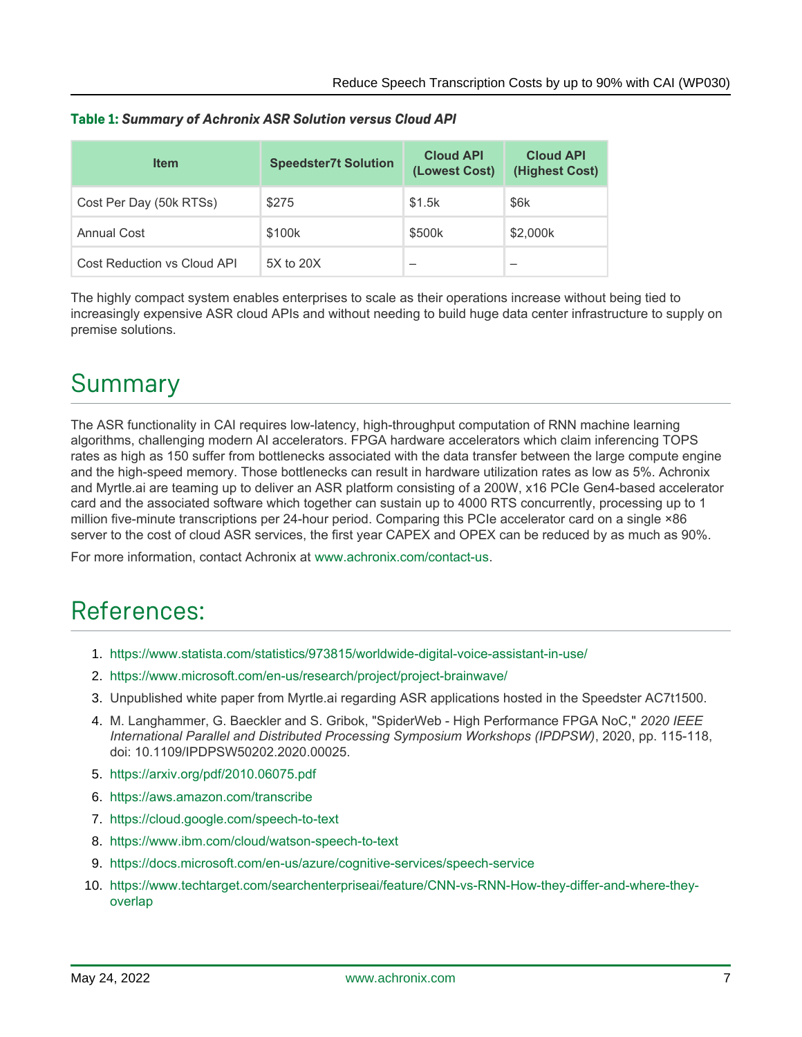**Table 1:** ***Summary of Achronix ASR Solution versus Cloud API***

| Item | Speedster7t Solution | Cloud API (Lowest Cost) | Cloud API (Highest Cost) |
|---|---|---|---|
| Cost Per Day (50k RTSs) | $275 | $1.5k | $6k |
| Annual Cost | $100k | $500k | $2,000k |
| Cost Reduction vs Cloud API | 5X to 20X | – | – |

The highly compact system enables enterprises to scale as their operations increase without being tied to increasingly expensive ASR cloud APIs and without needing to build huge data center infrastructure to supply on premise solutions.

# Summary

The ASR functionality in CAI requires low-latency, high-throughput computation of RNN machine learning algorithms, challenging modern AI accelerators. FPGA hardware accelerators which claim inferencing TOPS rates as high as 150 suffer from bottlenecks associated with the data transfer between the large compute engine and the high-speed memory. Those bottlenecks can result in hardware utilization rates as low as 5%. Achronix and Myrtle.ai are teaming up to deliver an ASR platform consisting of a 200W, x16 PCIe Gen4-based accelerator card and the associated software which together can sustain up to 4000 RTS concurrently, processing up to 1 million five-minute transcriptions per 24-hour period. Comparing this PCIe accelerator card on a single ×86 server to the cost of cloud ASR services, the first year CAPEX and OPEX can be reduced by as much as 90%.

For more information, contact Achronix at www.achronix.com/contact-us.

# References:

1. https://www.statista.com/statistics/973815/worldwide-digital-voice-assistant-in-use/
2. https://www.microsoft.com/en-us/research/project/project-brainwave/
3. Unpublished white paper from Myrtle.ai regarding ASR applications hosted in the Speedster AC7t1500.
4. M. Langhammer, G. Baeckler and S. Gribok, "SpiderWeb - High Performance FPGA NoC," *2020 IEEE International Parallel and Distributed Processing Symposium Workshops (IPDPSW)*, 2020, pp. 115-118, doi: 10.1109/IPDPSW50202.2020.00025.
5. https://arxiv.org/pdf/2010.06075.pdf
6. https://aws.amazon.com/transcribe
7. https://cloud.google.com/speech-to-text
8. https://www.ibm.com/cloud/watson-speech-to-text
9. https://docs.microsoft.com/en-us/azure/cognitive-services/speech-service
10. https://www.techtarget.com/searchenterpriseai/feature/CNN-vs-RNN-How-they-differ-and-where-they-overlap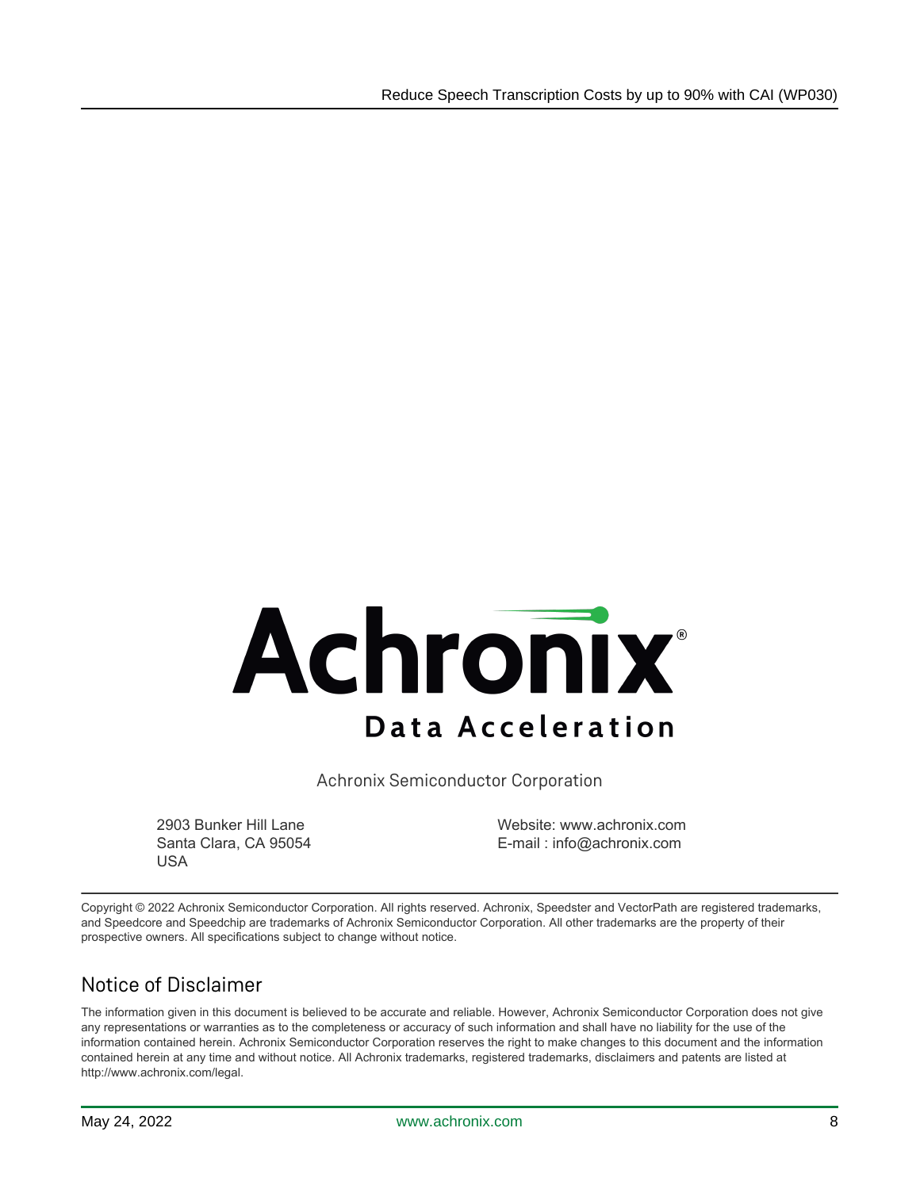Achronix®

Data Acceleration

Achronix Semiconductor Corporation

2903 Bunker Hill Lane
Santa Clara, CA 95054
USA

Website: www.achronix.com
E-mail : info@achronix.com

Copyright © 2022 Achronix Semiconductor Corporation. All rights reserved. Achronix, Speedster and VectorPath are registered trademarks, and Speedcore and Speedchip are trademarks of Achronix Semiconductor Corporation. All other trademarks are the property of their prospective owners. All specifications subject to change without notice.

## Notice of Disclaimer

The information given in this document is believed to be accurate and reliable. However, Achronix Semiconductor Corporation does not give any representations or warranties as to the completeness or accuracy of such information and shall have no liability for the use of the information contained herein. Achronix Semiconductor Corporation reserves the right to make changes to this document and the information contained herein at any time and without notice. All Achronix trademarks, registered trademarks, disclaimers and patents are listed at http://www.achronix.com/legal.